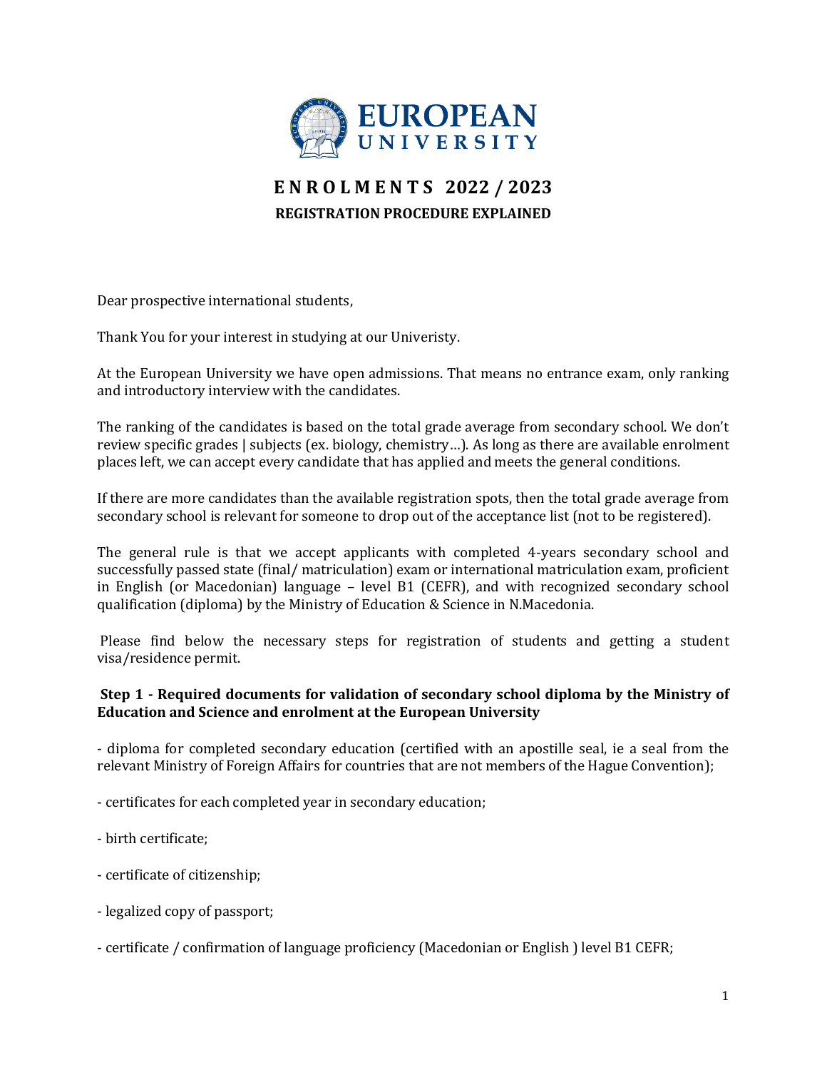# ENROLMENTS 2022 / 2023

## REGISTRATION PROCEDURE EXPLAINED

Dear prospective international students,

Thank You for your interest in studying at our Univeristy.

At the European University we have open admissions. That means no entrance exam, only ranking and introductory interview with the candidates.

The ranking of the candidates is based on the total grade average from secondary school. We don't review specific grades | subjects (ex. biology, chemistry…). As long as there are available enrolment places left, we can accept every candidate that has applied and meets the general conditions.

If there are more candidates than the available registration spots, then the total grade average from secondary school is relevant for someone to drop out of the acceptance list (not to be registered).

The general rule is that we accept applicants with completed 4-years secondary school and successfully passed state (final/ matriculation) exam or international matriculation exam, proficient in English (or Macedonian) language – level B1 (CEFR), and with recognized secondary school qualification (diploma) by the Ministry of Education & Science in N.Macedonia.

Please find below the necessary steps for registration of students and getting a student visa/residence permit.

### Step 1 - Required documents for validation of secondary school diploma by the Ministry of Education and Science and enrolment at the European University

- diploma for completed secondary education (certified with an apostille seal, ie a seal from the relevant Ministry of Foreign Affairs for countries that are not members of the Hague Convention);

- certificates for each completed year in secondary education;

- birth certificate;

- certificate of citizenship;

- legalized copy of passport;

- certificate / confirmation of language proficiency (Macedonian or English ) level B1 CEFR;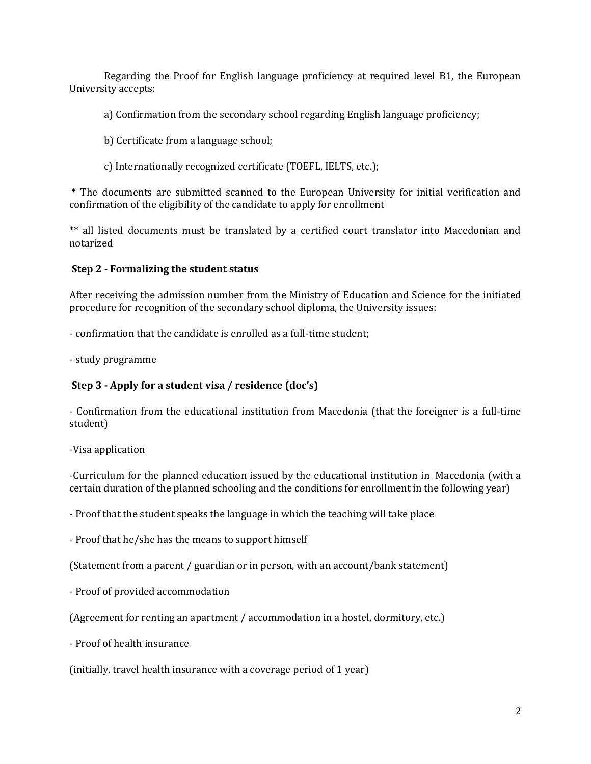Regarding the Proof for English language proficiency at required level B1, the European University accepts:

a) Confirmation from the secondary school regarding English language proficiency;

b) Certificate from a language school;

c) Internationally recognized certificate (TOEFL, IELTS, etc.);

* The documents are submitted scanned to the European University for initial verification and confirmation of the eligibility of the candidate to apply for enrollment

** all listed documents must be translated by a certified court translator into Macedonian and notarized

**Step 2 - Formalizing the student status**

After receiving the admission number from the Ministry of Education and Science for the initiated procedure for recognition of the secondary school diploma, the University issues:

- confirmation that the candidate is enrolled as a full-time student;

- study programme

**Step 3 - Apply for a student visa / residence (doc's)**

- Confirmation from the educational institution from Macedonia (that the foreigner is a full-time student)

-Visa application

-Curriculum for the planned education issued by the educational institution in Macedonia (with a certain duration of the planned schooling and the conditions for enrollment in the following year)

- Proof that the student speaks the language in which the teaching will take place

- Proof that he/she has the means to support himself

(Statement from a parent / guardian or in person, with an account/bank statement)

- Proof of provided accommodation

(Agreement for renting an apartment / accommodation in a hostel, dormitory, etc.)

- Proof of health insurance

(initially, travel health insurance with a coverage period of 1 year)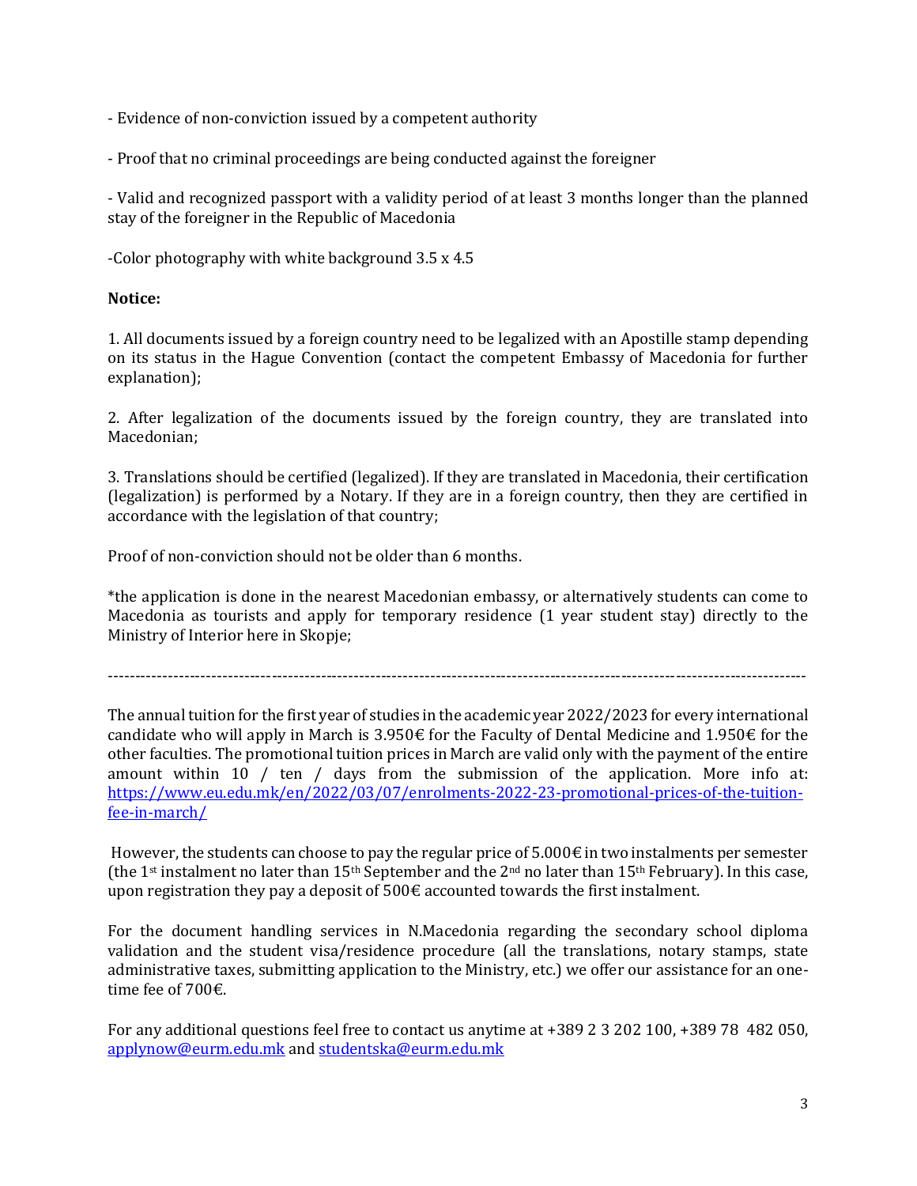- Evidence of non-conviction issued by a competent authority

- Proof that no criminal proceedings are being conducted against the foreigner

- Valid and recognized passport with a validity period of at least 3 months longer than the planned stay of the foreigner in the Republic of Macedonia

-Color photography with white background 3.5 x 4.5

**Notice:**

1. All documents issued by a foreign country need to be legalized with an Apostille stamp depending on its status in the Hague Convention (contact the competent Embassy of Macedonia for further explanation);

2. After legalization of the documents issued by the foreign country, they are translated into Macedonian;

3. Translations should be certified (legalized). If they are translated in Macedonia, their certification (legalization) is performed by a Notary. If they are in a foreign country, then they are certified in accordance with the legislation of that country;

Proof of non-conviction should not be older than 6 months.

*the application is done in the nearest Macedonian embassy, or alternatively students can come to Macedonia as tourists and apply for temporary residence (1 year student stay) directly to the Ministry of Interior here in Skopje;

---

The annual tuition for the first year of studies in the academic year 2022/2023 for every international candidate who will apply in March is 3.950€ for the Faculty of Dental Medicine and 1.950€ for the other faculties. The promotional tuition prices in March are valid only with the payment of the entire amount within 10 / ten / days from the submission of the application. More info at: [https://www.eu.edu.mk/en/2022/03/07/enrolments-2022-23-promotional-prices-of-the-tuition-fee-in-march/](https://www.eu.edu.mk/en/2022/03/07/enrolments-2022-23-promotional-prices-of-the-tuition-fee-in-march/)

However, the students can choose to pay the regular price of 5.000€ in two instalments per semester (the 1st instalment no later than 15th September and the 2nd no later than 15th February). In this case, upon registration they pay a deposit of 500€ accounted towards the first instalment.

For the document handling services in N.Macedonia regarding the secondary school diploma validation and the student visa/residence procedure (all the translations, notary stamps, state administrative taxes, submitting application to the Ministry, etc.) we offer our assistance for an one-time fee of 700€.

For any additional questions feel free to contact us anytime at +389 2 3 202 100, +389 78 482 050, [applynow@eurm.edu.mk](mailto:applynow@eurm.edu.mk) and [studentska@eurm.edu.mk](mailto:studentska@eurm.edu.mk)